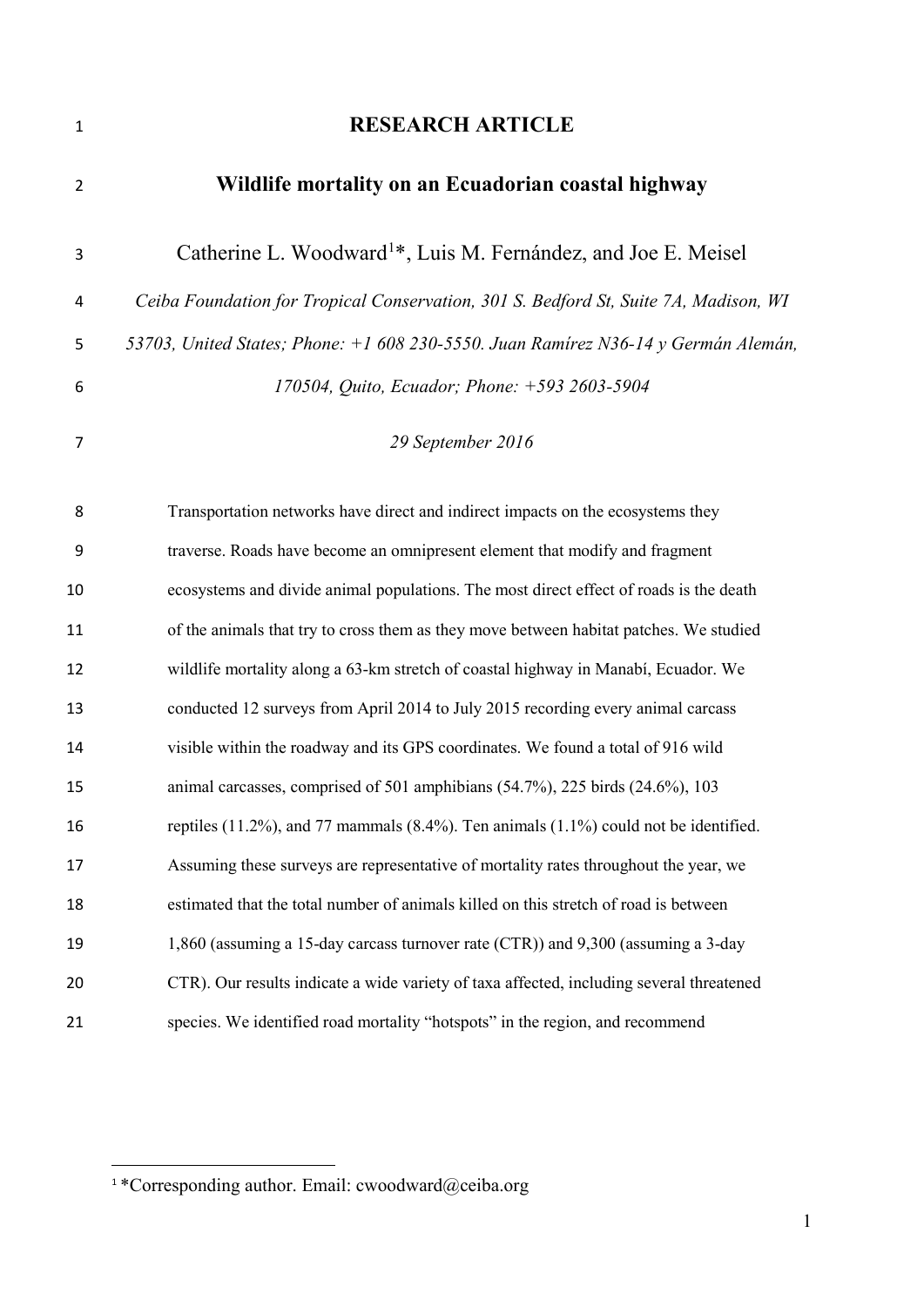**RESEARCH ARTICLE**

# Wildlife mortality on an Ecuadorian coastal highway

Catherine L. Woodward[1]*, Luis M. Fernández, and Joe E. Meisel

*Ceiba Foundation for Tropical Conservation, 301 S. Bedford St, Suite 7A, Madison, WI 53703, United States; Phone: +1 608 230-5550. Juan Ramírez N36-14 y Germán Alemán, 170504, Quito, Ecuador; Phone: +593 2603-5904*

*29 September 2016*

Transportation networks have direct and indirect impacts on the ecosystems they traverse. Roads have become an omnipresent element that modify and fragment ecosystems and divide animal populations. The most direct effect of roads is the death of the animals that try to cross them as they move between habitat patches. We studied wildlife mortality along a 63-km stretch of coastal highway in Manabí, Ecuador. We conducted 12 surveys from April 2014 to July 2015 recording every animal carcass visible within the roadway and its GPS coordinates. We found a total of 916 wild animal carcasses, comprised of 501 amphibians (54.7%), 225 birds (24.6%), 103 reptiles (11.2%), and 77 mammals (8.4%). Ten animals (1.1%) could not be identified. Assuming these surveys are representative of mortality rates throughout the year, we estimated that the total number of animals killed on this stretch of road is between 1,860 (assuming a 15-day carcass turnover rate (CTR)) and 9,300 (assuming a 3-day CTR). Our results indicate a wide variety of taxa affected, including several threatened species. We identified road mortality "hotspots" in the region, and recommend

[1] *Corresponding author. Email: cwoodward@ceiba.org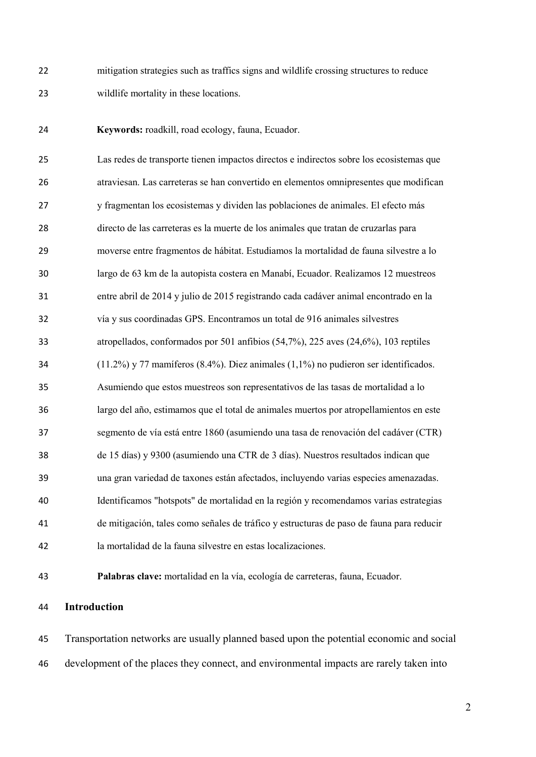mitigation strategies such as traffics signs and wildlife crossing structures to reduce wildlife mortality in these locations.

**Keywords:** roadkill, road ecology, fauna, Ecuador.

Las redes de transporte tienen impactos directos e indirectos sobre los ecosistemas que atraviesan. Las carreteras se han convertido en elementos omnipresentes que modifican y fragmentan los ecosistemas y dividen las poblaciones de animales. El efecto más directo de las carreteras es la muerte de los animales que tratan de cruzarlas para moverse entre fragmentos de hábitat. Estudiamos la mortalidad de fauna silvestre a lo largo de 63 km de la autopista costera en Manabí, Ecuador. Realizamos 12 muestreos entre abril de 2014 y julio de 2015 registrando cada cadáver animal encontrado en la vía y sus coordinadas GPS. Encontramos un total de 916 animales silvestres atropellados, conformados por 501 anfibios (54,7%), 225 aves (24,6%), 103 reptiles (11.2%) y 77 mamíferos (8.4%). Diez animales (1,1%) no pudieron ser identificados. Asumiendo que estos muestreos son representativos de las tasas de mortalidad a lo largo del año, estimamos que el total de animales muertos por atropellamientos en este segmento de vía está entre 1860 (asumiendo una tasa de renovación del cadáver (CTR) de 15 días) y 9300 (asumiendo una CTR de 3 días). Nuestros resultados indican que una gran variedad de taxones están afectados, incluyendo varias especies amenazadas. Identificamos "hotspots" de mortalidad en la región y recomendamos varias estrategias de mitigación, tales como señales de tráfico y estructuras de paso de fauna para reducir la mortalidad de la fauna silvestre en estas localizaciones.

**Palabras clave:** mortalidad en la vía, ecología de carreteras, fauna, Ecuador.

## Introduction

Transportation networks are usually planned based upon the potential economic and social development of the places they connect, and environmental impacts are rarely taken into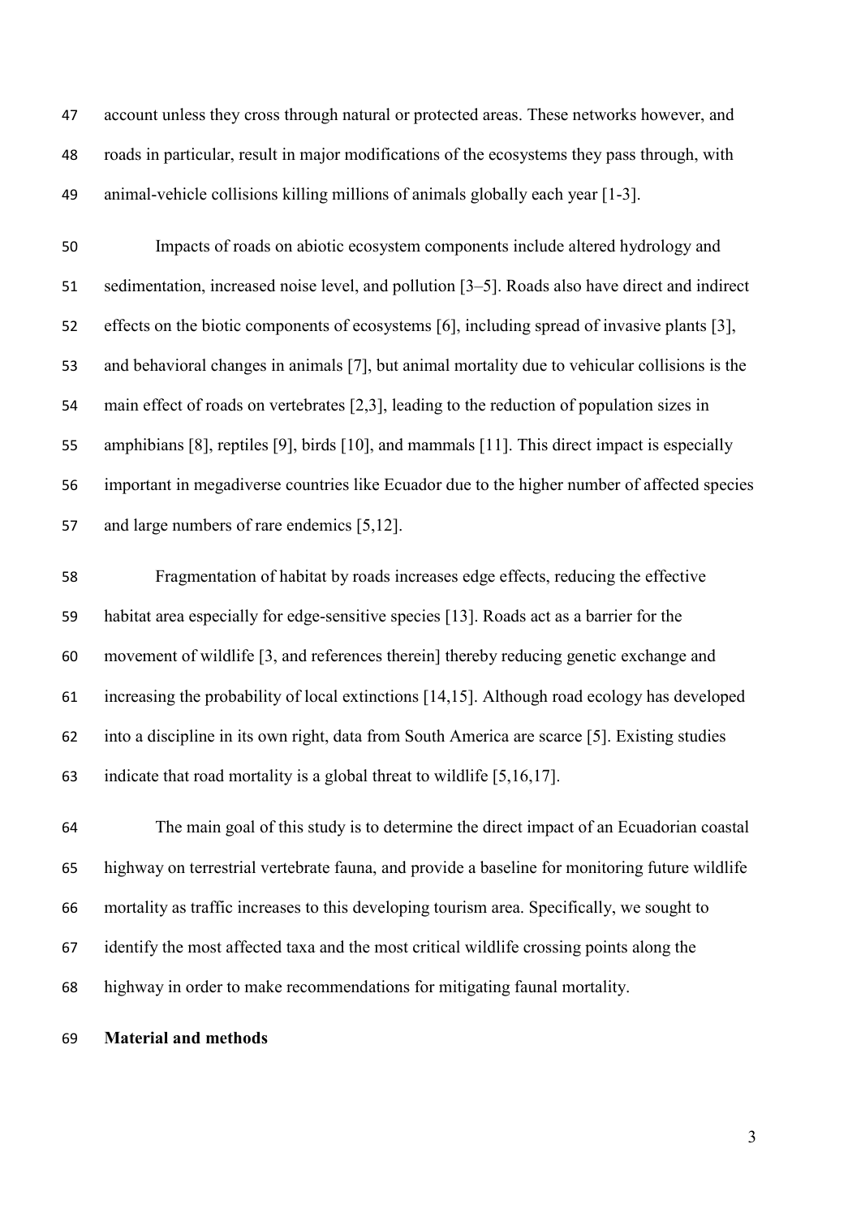account unless they cross through natural or protected areas. These networks however, and roads in particular, result in major modifications of the ecosystems they pass through, with animal-vehicle collisions killing millions of animals globally each year [1-3].

Impacts of roads on abiotic ecosystem components include altered hydrology and sedimentation, increased noise level, and pollution [3–5]. Roads also have direct and indirect effects on the biotic components of ecosystems [6], including spread of invasive plants [3], and behavioral changes in animals [7], but animal mortality due to vehicular collisions is the main effect of roads on vertebrates [2,3], leading to the reduction of population sizes in amphibians [8], reptiles [9], birds [10], and mammals [11]. This direct impact is especially important in megadiverse countries like Ecuador due to the higher number of affected species and large numbers of rare endemics [5,12].

Fragmentation of habitat by roads increases edge effects, reducing the effective habitat area especially for edge-sensitive species [13]. Roads act as a barrier for the movement of wildlife [3, and references therein] thereby reducing genetic exchange and increasing the probability of local extinctions [14,15]. Although road ecology has developed into a discipline in its own right, data from South America are scarce [5]. Existing studies indicate that road mortality is a global threat to wildlife [5,16,17].

The main goal of this study is to determine the direct impact of an Ecuadorian coastal highway on terrestrial vertebrate fauna, and provide a baseline for monitoring future wildlife mortality as traffic increases to this developing tourism area. Specifically, we sought to identify the most affected taxa and the most critical wildlife crossing points along the highway in order to make recommendations for mitigating faunal mortality.

## Material and methods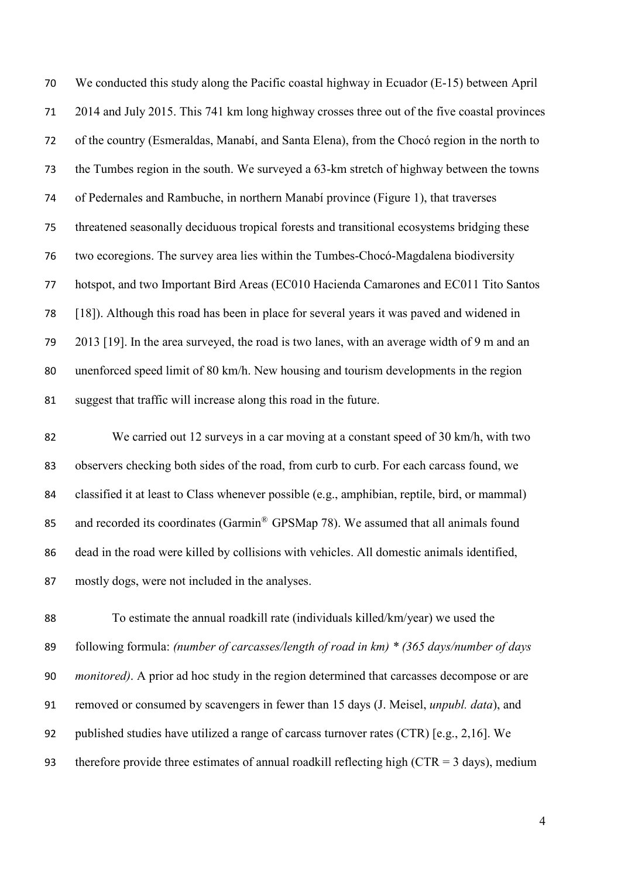We conducted this study along the Pacific coastal highway in Ecuador (E-15) between April 2014 and July 2015. This 741 km long highway crosses three out of the five coastal provinces of the country (Esmeraldas, Manabí, and Santa Elena), from the Chocó region in the north to the Tumbes region in the south. We surveyed a 63-km stretch of highway between the towns of Pedernales and Rambuche, in northern Manabí province (Figure 1), that traverses threatened seasonally deciduous tropical forests and transitional ecosystems bridging these two ecoregions. The survey area lies within the Tumbes-Chocó-Magdalena biodiversity hotspot, and two Important Bird Areas (EC010 Hacienda Camarones and EC011 Tito Santos [18]). Although this road has been in place for several years it was paved and widened in 2013 [19]. In the area surveyed, the road is two lanes, with an average width of 9 m and an unenforced speed limit of 80 km/h. New housing and tourism developments in the region suggest that traffic will increase along this road in the future.

We carried out 12 surveys in a car moving at a constant speed of 30 km/h, with two observers checking both sides of the road, from curb to curb. For each carcass found, we classified it at least to Class whenever possible (e.g., amphibian, reptile, bird, or mammal) and recorded its coordinates (Garmin® GPSMap 78). We assumed that all animals found dead in the road were killed by collisions with vehicles. All domestic animals identified, mostly dogs, were not included in the analyses.

To estimate the annual roadkill rate (individuals killed/km/year) we used the following formula: *(number of carcasses/length of road in km) * (365 days/number of days monitored)*. A prior ad hoc study in the region determined that carcasses decompose or are removed or consumed by scavengers in fewer than 15 days (J. Meisel, *unpubl. data*), and published studies have utilized a range of carcass turnover rates (CTR) [e.g., 2,16]. We therefore provide three estimates of annual roadkill reflecting high (CTR = 3 days), medium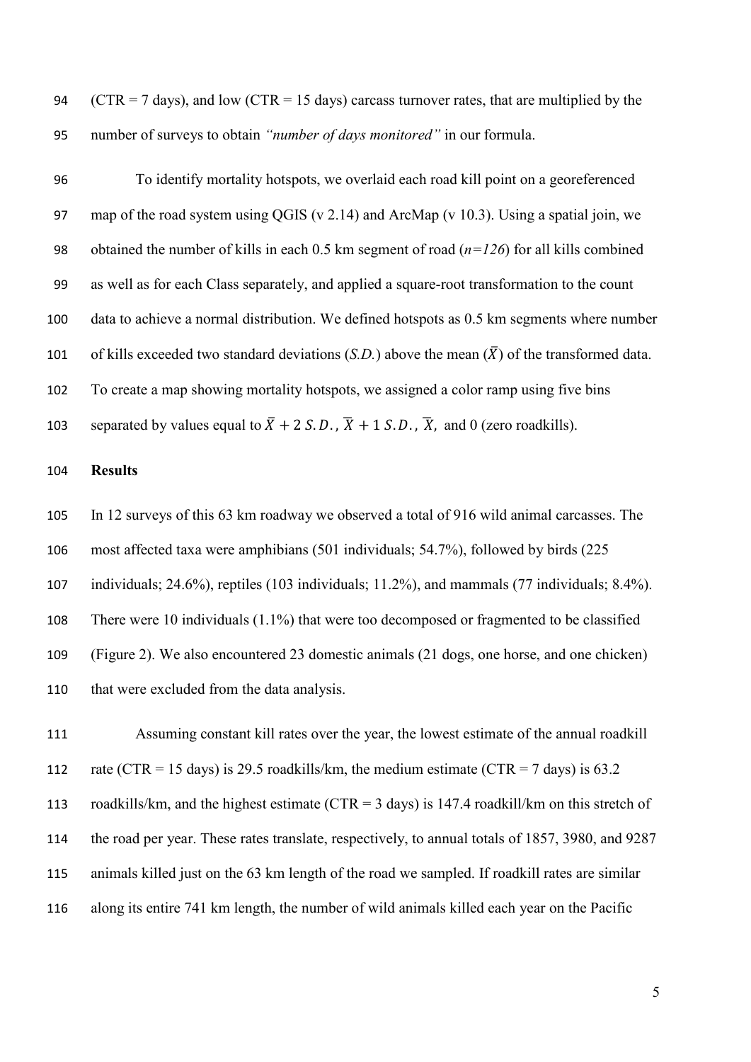(CTR = 7 days), and low (CTR = 15 days) carcass turnover rates, that are multiplied by the number of surveys to obtain *"number of days monitored"* in our formula.

To identify mortality hotspots, we overlaid each road kill point on a georeferenced map of the road system using QGIS (v 2.14) and ArcMap (v 10.3). Using a spatial join, we obtained the number of kills in each 0.5 km segment of road (*n=126*) for all kills combined as well as for each Class separately, and applied a square-root transformation to the count data to achieve a normal distribution. We defined hotspots as 0.5 km segments where number of kills exceeded two standard deviations (*S.D.*) above the mean ($\bar{X}$) of the transformed data. To create a map showing mortality hotspots, we assigned a color ramp using five bins separated by values equal to $\bar{X} + 2\ S.D.$, $\bar{X} + 1\ S.D.$, $\bar{X}$, and 0 (zero roadkills).

**Results**

In 12 surveys of this 63 km roadway we observed a total of 916 wild animal carcasses. The most affected taxa were amphibians (501 individuals; 54.7%), followed by birds (225 individuals; 24.6%), reptiles (103 individuals; 11.2%), and mammals (77 individuals; 8.4%). There were 10 individuals (1.1%) that were too decomposed or fragmented to be classified (Figure 2). We also encountered 23 domestic animals (21 dogs, one horse, and one chicken) that were excluded from the data analysis.

Assuming constant kill rates over the year, the lowest estimate of the annual roadkill rate (CTR = 15 days) is 29.5 roadkills/km, the medium estimate (CTR = 7 days) is 63.2 roadkills/km, and the highest estimate (CTR = 3 days) is 147.4 roadkill/km on this stretch of the road per year. These rates translate, respectively, to annual totals of 1857, 3980, and 9287 animals killed just on the 63 km length of the road we sampled. If roadkill rates are similar along its entire 741 km length, the number of wild animals killed each year on the Pacific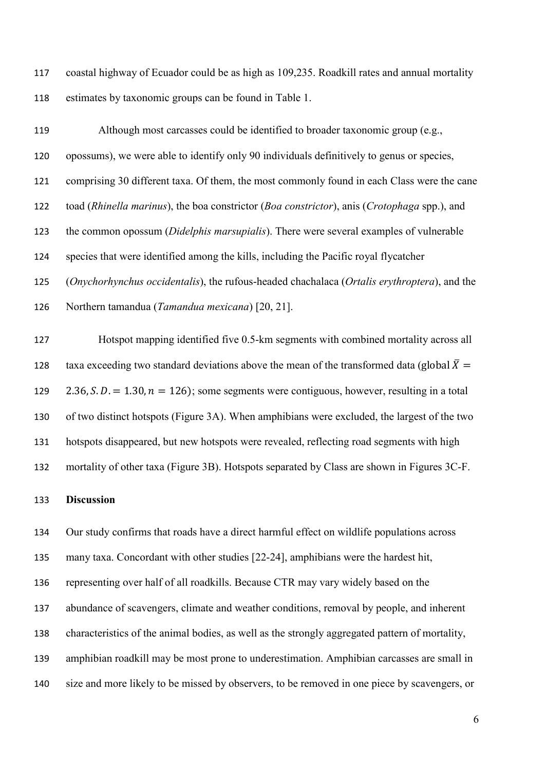coastal highway of Ecuador could be as high as 109,235. Roadkill rates and annual mortality estimates by taxonomic groups can be found in Table 1.

Although most carcasses could be identified to broader taxonomic group (e.g., opossums), we were able to identify only 90 individuals definitively to genus or species, comprising 30 different taxa. Of them, the most commonly found in each Class were the cane toad (*Rhinella marinus*), the boa constrictor (*Boa constrictor*), anis (*Crotophaga* spp.), and the common opossum (*Didelphis marsupialis*). There were several examples of vulnerable species that were identified among the kills, including the Pacific royal flycatcher (*Onychorhynchus occidentalis*), the rufous-headed chachalaca (*Ortalis erythroptera*), and the Northern tamandua (*Tamandua mexicana*) [20, 21].

Hotspot mapping identified five 0.5-km segments with combined mortality across all taxa exceeding two standard deviations above the mean of the transformed data (global $\bar{X} = 2.36, S.D. = 1.30, n = 126$); some segments were contiguous, however, resulting in a total of two distinct hotspots (Figure 3A). When amphibians were excluded, the largest of the two hotspots disappeared, but new hotspots were revealed, reflecting road segments with high mortality of other taxa (Figure 3B). Hotspots separated by Class are shown in Figures 3C-F.

## Discussion

Our study confirms that roads have a direct harmful effect on wildlife populations across many taxa. Concordant with other studies [22-24], amphibians were the hardest hit, representing over half of all roadkills. Because CTR may vary widely based on the abundance of scavengers, climate and weather conditions, removal by people, and inherent characteristics of the animal bodies, as well as the strongly aggregated pattern of mortality, amphibian roadkill may be most prone to underestimation. Amphibian carcasses are small in size and more likely to be missed by observers, to be removed in one piece by scavengers, or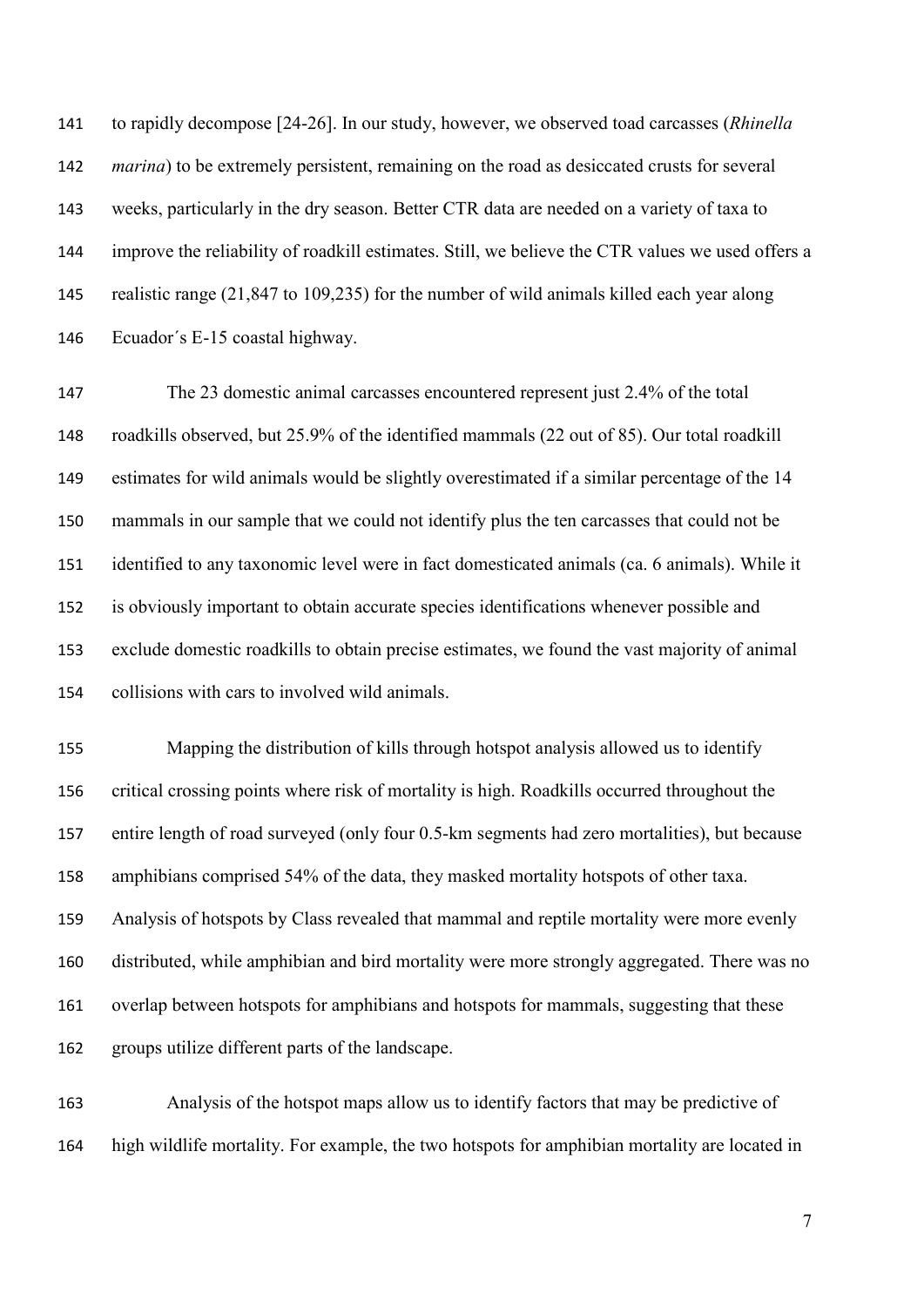to rapidly decompose [24-26]. In our study, however, we observed toad carcasses (*Rhinella marina*) to be extremely persistent, remaining on the road as desiccated crusts for several weeks, particularly in the dry season. Better CTR data are needed on a variety of taxa to improve the reliability of roadkill estimates. Still, we believe the CTR values we used offers a realistic range (21,847 to 109,235) for the number of wild animals killed each year along Ecuador´s E-15 coastal highway.

The 23 domestic animal carcasses encountered represent just 2.4% of the total roadkills observed, but 25.9% of the identified mammals (22 out of 85). Our total roadkill estimates for wild animals would be slightly overestimated if a similar percentage of the 14 mammals in our sample that we could not identify plus the ten carcasses that could not be identified to any taxonomic level were in fact domesticated animals (ca. 6 animals). While it is obviously important to obtain accurate species identifications whenever possible and exclude domestic roadkills to obtain precise estimates, we found the vast majority of animal collisions with cars to involved wild animals.

Mapping the distribution of kills through hotspot analysis allowed us to identify critical crossing points where risk of mortality is high. Roadkills occurred throughout the entire length of road surveyed (only four 0.5-km segments had zero mortalities), but because amphibians comprised 54% of the data, they masked mortality hotspots of other taxa. Analysis of hotspots by Class revealed that mammal and reptile mortality were more evenly distributed, while amphibian and bird mortality were more strongly aggregated. There was no overlap between hotspots for amphibians and hotspots for mammals, suggesting that these groups utilize different parts of the landscape.

Analysis of the hotspot maps allow us to identify factors that may be predictive of high wildlife mortality. For example, the two hotspots for amphibian mortality are located in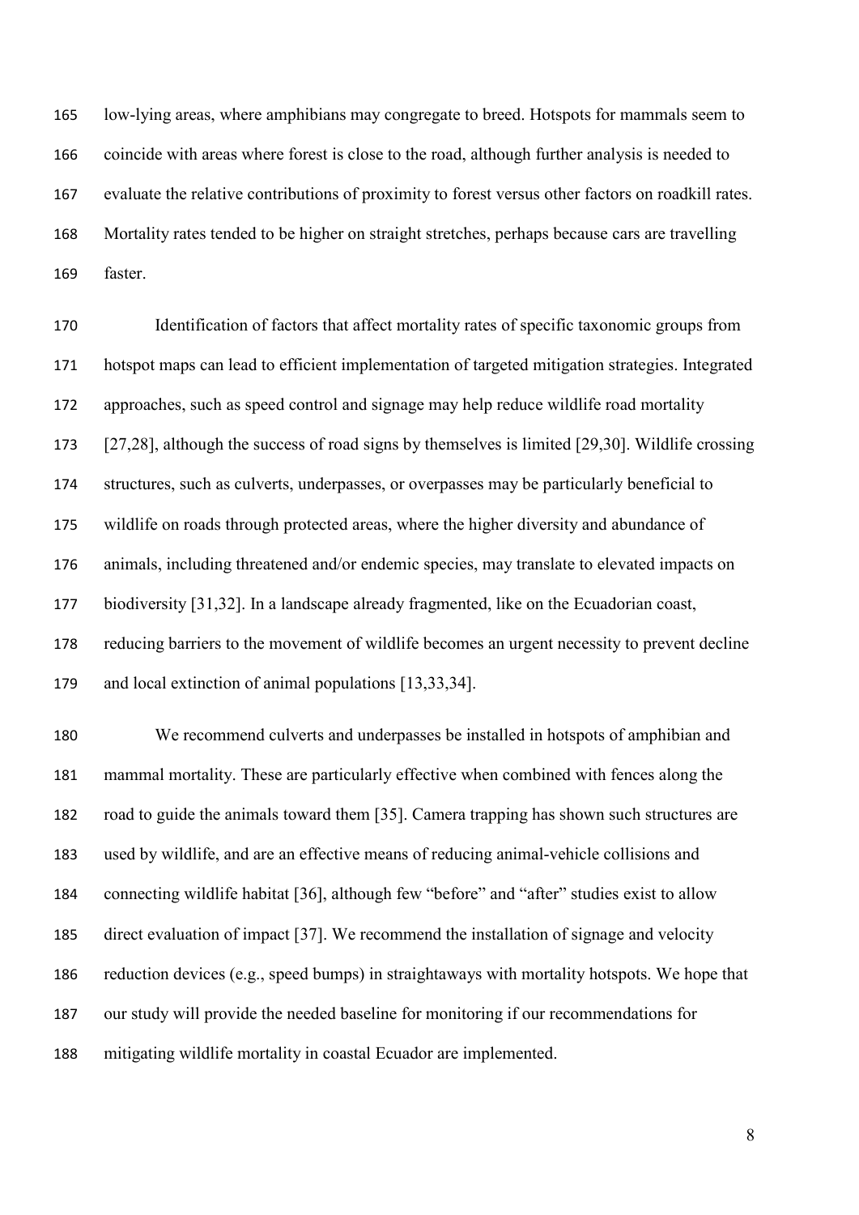low-lying areas, where amphibians may congregate to breed. Hotspots for mammals seem to coincide with areas where forest is close to the road, although further analysis is needed to evaluate the relative contributions of proximity to forest versus other factors on roadkill rates. Mortality rates tended to be higher on straight stretches, perhaps because cars are travelling faster.

Identification of factors that affect mortality rates of specific taxonomic groups from hotspot maps can lead to efficient implementation of targeted mitigation strategies. Integrated approaches, such as speed control and signage may help reduce wildlife road mortality [27,28], although the success of road signs by themselves is limited [29,30]. Wildlife crossing structures, such as culverts, underpasses, or overpasses may be particularly beneficial to wildlife on roads through protected areas, where the higher diversity and abundance of animals, including threatened and/or endemic species, may translate to elevated impacts on biodiversity [31,32]. In a landscape already fragmented, like on the Ecuadorian coast, reducing barriers to the movement of wildlife becomes an urgent necessity to prevent decline and local extinction of animal populations [13,33,34].

We recommend culverts and underpasses be installed in hotspots of amphibian and mammal mortality. These are particularly effective when combined with fences along the road to guide the animals toward them [35]. Camera trapping has shown such structures are used by wildlife, and are an effective means of reducing animal-vehicle collisions and connecting wildlife habitat [36], although few "before" and "after" studies exist to allow direct evaluation of impact [37]. We recommend the installation of signage and velocity reduction devices (e.g., speed bumps) in straightaways with mortality hotspots. We hope that our study will provide the needed baseline for monitoring if our recommendations for mitigating wildlife mortality in coastal Ecuador are implemented.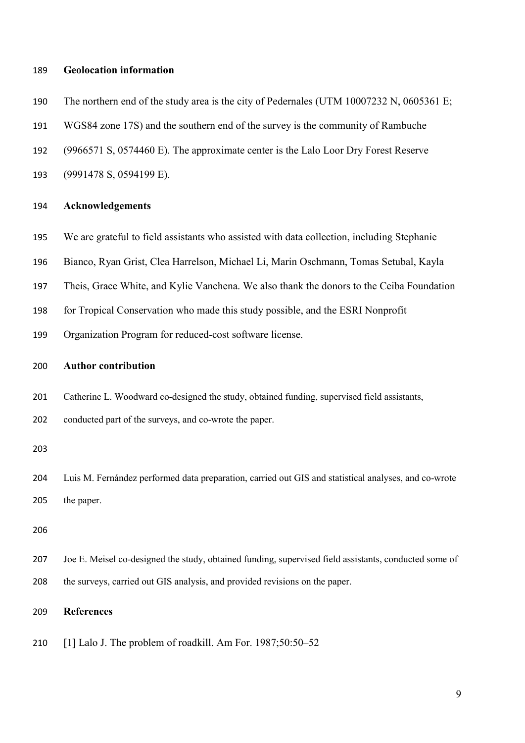## Geolocation information

The northern end of the study area is the city of Pedernales (UTM 10007232 N, 0605361 E; WGS84 zone 17S) and the southern end of the survey is the community of Rambuche (9966571 S, 0574460 E). The approximate center is the Lalo Loor Dry Forest Reserve (9991478 S, 0594199 E).

## Acknowledgements

We are grateful to field assistants who assisted with data collection, including Stephanie Bianco, Ryan Grist, Clea Harrelson, Michael Li, Marin Oschmann, Tomas Setubal, Kayla Theis, Grace White, and Kylie Vanchena. We also thank the donors to the Ceiba Foundation for Tropical Conservation who made this study possible, and the ESRI Nonprofit Organization Program for reduced-cost software license.

## Author contribution

Catherine L. Woodward co-designed the study, obtained funding, supervised field assistants, conducted part of the surveys, and co-wrote the paper.

Luis M. Fernández performed data preparation, carried out GIS and statistical analyses, and co-wrote the paper.

Joe E. Meisel co-designed the study, obtained funding, supervised field assistants, conducted some of the surveys, carried out GIS analysis, and provided revisions on the paper.

## References

[1] Lalo J. The problem of roadkill. Am For. 1987;50:50–52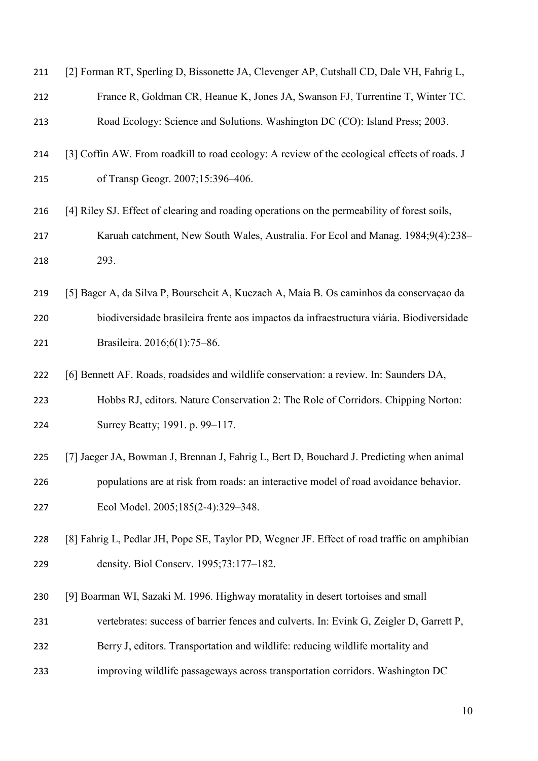[2] Forman RT, Sperling D, Bissonette JA, Clevenger AP, Cutshall CD, Dale VH, Fahrig L, France R, Goldman CR, Heanue K, Jones JA, Swanson FJ, Turrentine T, Winter TC. Road Ecology: Science and Solutions. Washington DC (CO): Island Press; 2003.

[3] Coffin AW. From roadkill to road ecology: A review of the ecological effects of roads. J of Transp Geogr. 2007;15:396–406.

[4] Riley SJ. Effect of clearing and roading operations on the permeability of forest soils, Karuah catchment, New South Wales, Australia. For Ecol and Manag. 1984;9(4):238–293.

[5] Bager A, da Silva P, Bourscheit A, Kuczach A, Maia B. Os caminhos da conservaçao da biodiversidade brasileira frente aos impactos da infraestructura viária. Biodiversidade Brasileira. 2016;6(1):75–86.

[6] Bennett AF. Roads, roadsides and wildlife conservation: a review. In: Saunders DA, Hobbs RJ, editors. Nature Conservation 2: The Role of Corridors. Chipping Norton: Surrey Beatty; 1991. p. 99–117.

[7] Jaeger JA, Bowman J, Brennan J, Fahrig L, Bert D, Bouchard J. Predicting when animal populations are at risk from roads: an interactive model of road avoidance behavior. Ecol Model. 2005;185(2-4):329–348.

[8] Fahrig L, Pedlar JH, Pope SE, Taylor PD, Wegner JF. Effect of road traffic on amphibian density. Biol Conserv. 1995;73:177–182.

[9] Boarman WI, Sazaki M. 1996. Highway moratality in desert tortoises and small vertebrates: success of barrier fences and culverts. In: Evink G, Zeigler D, Garrett P, Berry J, editors. Transportation and wildlife: reducing wildlife mortality and improving wildlife passageways across transportation corridors. Washington DC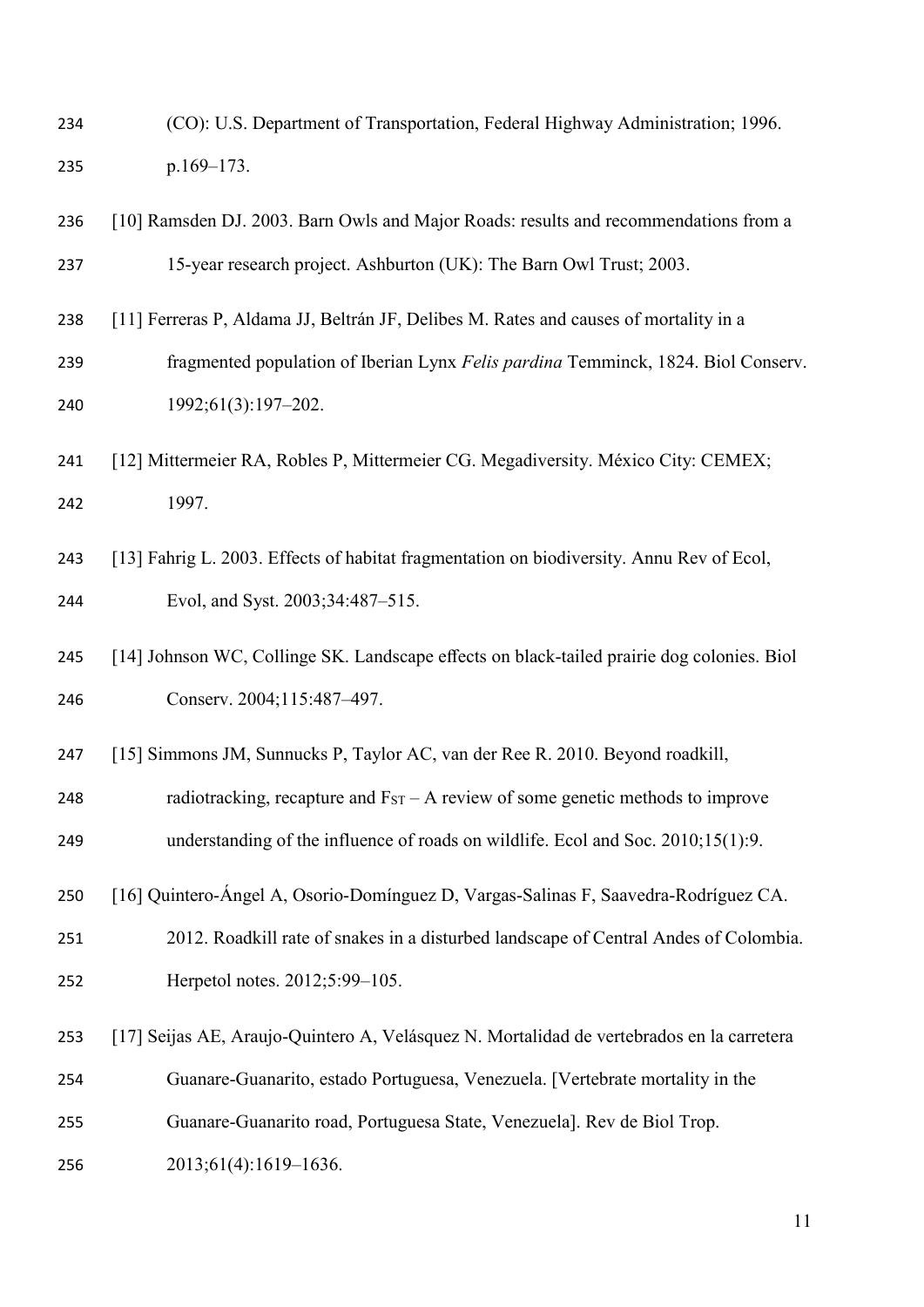(CO): U.S. Department of Transportation, Federal Highway Administration; 1996. p.169–173.

[10] Ramsden DJ. 2003. Barn Owls and Major Roads: results and recommendations from a 15-year research project. Ashburton (UK): The Barn Owl Trust; 2003.

[11] Ferreras P, Aldama JJ, Beltrán JF, Delibes M. Rates and causes of mortality in a fragmented population of Iberian Lynx *Felis pardina* Temminck, 1824. Biol Conserv. 1992;61(3):197–202.

[12] Mittermeier RA, Robles P, Mittermeier CG. Megadiversity. México City: CEMEX; 1997.

[13] Fahrig L. 2003. Effects of habitat fragmentation on biodiversity. Annu Rev of Ecol, Evol, and Syst. 2003;34:487–515.

[14] Johnson WC, Collinge SK. Landscape effects on black-tailed prairie dog colonies. Biol Conserv. 2004;115:487–497.

[15] Simmons JM, Sunnucks P, Taylor AC, van der Ree R. 2010. Beyond roadkill, radiotracking, recapture and $F_{ST}$ – A review of some genetic methods to improve understanding of the influence of roads on wildlife. Ecol and Soc. 2010;15(1):9.

[16] Quintero-Ángel A, Osorio-Domínguez D, Vargas-Salinas F, Saavedra-Rodríguez CA. 2012. Roadkill rate of snakes in a disturbed landscape of Central Andes of Colombia. Herpetol notes. 2012;5:99–105.

[17] Seijas AE, Araujo-Quintero A, Velásquez N. Mortalidad de vertebrados en la carretera Guanare-Guanarito, estado Portuguesa, Venezuela. [Vertebrate mortality in the Guanare-Guanarito road, Portuguesa State, Venezuela]. Rev de Biol Trop. 2013;61(4):1619–1636.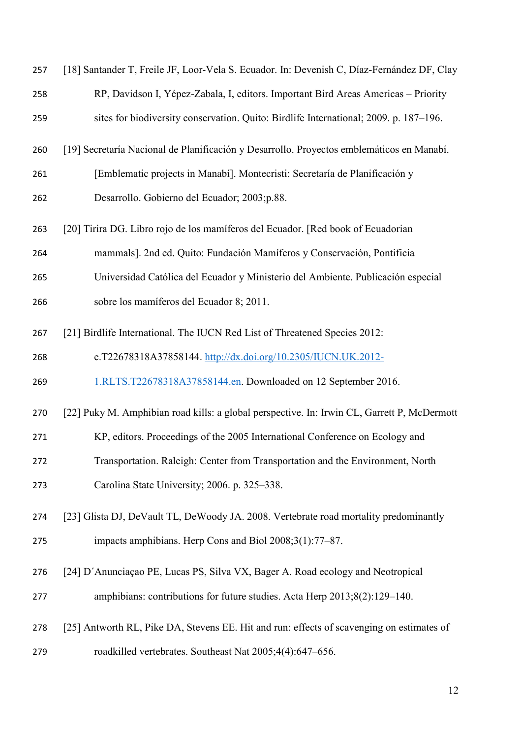[18] Santander T, Freile JF, Loor-Vela S. Ecuador. In: Devenish C, Díaz-Fernández DF, Clay RP, Davidson I, Yépez-Zabala, I, editors. Important Bird Areas Americas – Priority sites for biodiversity conservation. Quito: Birdlife International; 2009. p. 187–196.

[19] Secretaría Nacional de Planificación y Desarrollo. Proyectos emblemáticos en Manabí. [Emblematic projects in Manabí]. Montecristi: Secretaría de Planificación y Desarrollo. Gobierno del Ecuador; 2003;p.88.

[20] Tirira DG. Libro rojo de los mamíferos del Ecuador. [Red book of Ecuadorian mammals]. 2nd ed. Quito: Fundación Mamíferos y Conservación, Pontificia Universidad Católica del Ecuador y Ministerio del Ambiente. Publicación especial sobre los mamíferos del Ecuador 8; 2011.

[21] Birdlife International. The IUCN Red List of Threatened Species 2012: e.T22678318A37858144. http://dx.doi.org/10.2305/IUCN.UK.2012-1.RLTS.T22678318A37858144.en. Downloaded on 12 September 2016.

[22] Puky M. Amphibian road kills: a global perspective. In: Irwin CL, Garrett P, McDermott KP, editors. Proceedings of the 2005 International Conference on Ecology and Transportation. Raleigh: Center from Transportation and the Environment, North Carolina State University; 2006. p. 325–338.

[23] Glista DJ, DeVault TL, DeWoody JA. 2008. Vertebrate road mortality predominantly impacts amphibians. Herp Cons and Biol 2008;3(1):77–87.

[24] D´Anunciaçao PE, Lucas PS, Silva VX, Bager A. Road ecology and Neotropical amphibians: contributions for future studies. Acta Herp 2013;8(2):129–140.

[25] Antworth RL, Pike DA, Stevens EE. Hit and run: effects of scavenging on estimates of roadkilled vertebrates. Southeast Nat 2005;4(4):647–656.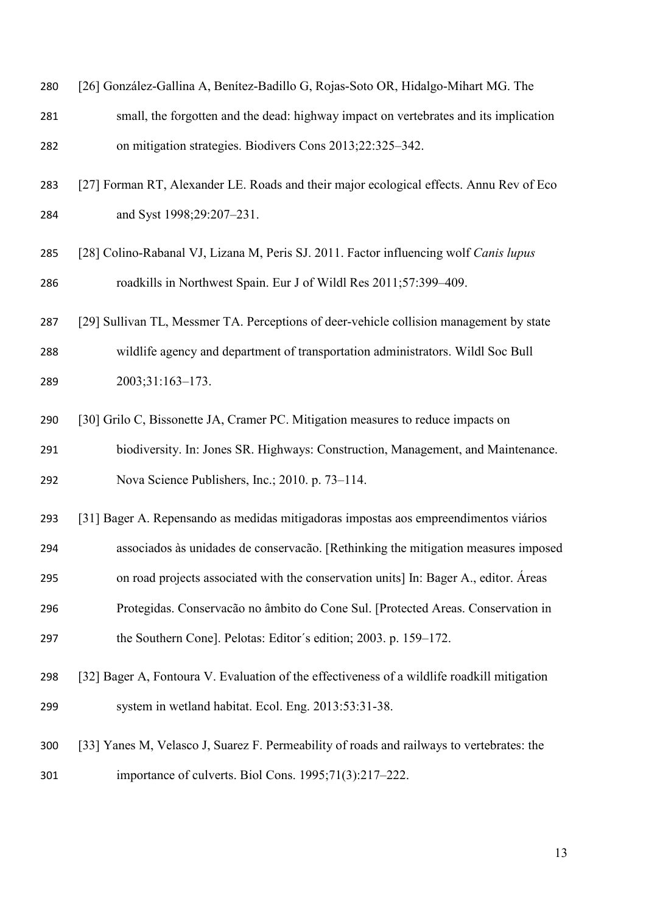[26] González-Gallina A, Benítez-Badillo G, Rojas-Soto OR, Hidalgo-Mihart MG. The small, the forgotten and the dead: highway impact on vertebrates and its implication on mitigation strategies. Biodivers Cons 2013;22:325–342.

[27] Forman RT, Alexander LE. Roads and their major ecological effects. Annu Rev of Eco and Syst 1998;29:207–231.

[28] Colino-Rabanal VJ, Lizana M, Peris SJ. 2011. Factor influencing wolf *Canis lupus* roadkills in Northwest Spain. Eur J of Wildl Res 2011;57:399–409.

[29] Sullivan TL, Messmer TA. Perceptions of deer-vehicle collision management by state wildlife agency and department of transportation administrators. Wildl Soc Bull 2003;31:163–173.

[30] Grilo C, Bissonette JA, Cramer PC. Mitigation measures to reduce impacts on biodiversity. In: Jones SR. Highways: Construction, Management, and Maintenance. Nova Science Publishers, Inc.; 2010. p. 73–114.

[31] Bager A. Repensando as medidas mitigadoras impostas aos empreendimentos viários associados às unidades de conservacão. [Rethinking the mitigation measures imposed on road projects associated with the conservation units] In: Bager A., editor. Áreas Protegidas. Conservacão no âmbito do Cone Sul. [Protected Areas. Conservation in the Southern Cone]. Pelotas: Editor´s edition; 2003. p. 159–172.

[32] Bager A, Fontoura V. Evaluation of the effectiveness of a wildlife roadkill mitigation system in wetland habitat. Ecol. Eng. 2013:53:31-38.

[33] Yanes M, Velasco J, Suarez F. Permeability of roads and railways to vertebrates: the importance of culverts. Biol Cons. 1995;71(3):217–222.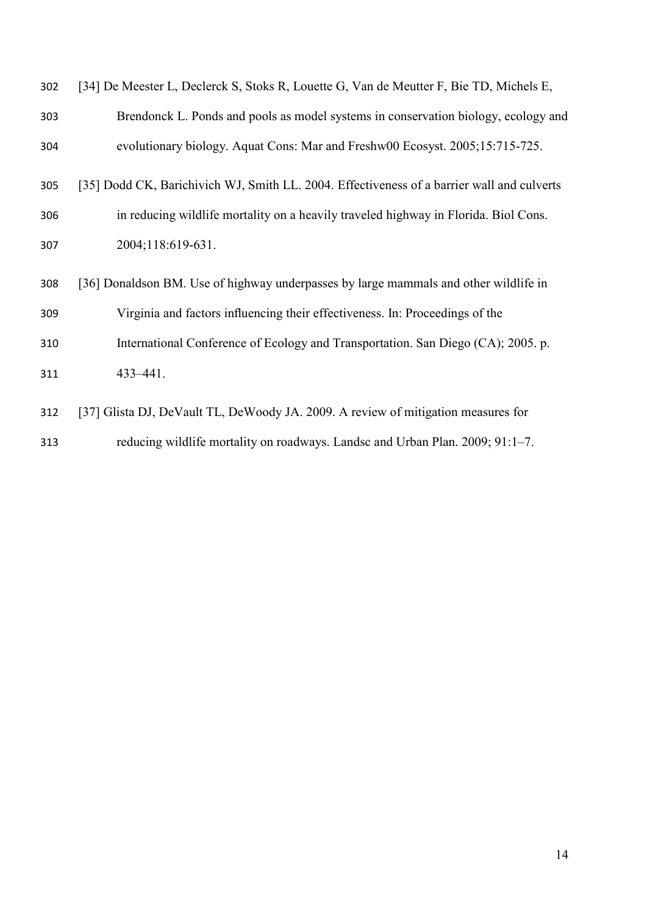[34] De Meester L, Declerck S, Stoks R, Louette G, Van de Meutter F, Bie TD, Michels E, Brendonck L. Ponds and pools as model systems in conservation biology, ecology and evolutionary biology. Aquat Cons: Mar and Freshw00 Ecosyst. 2005;15:715-725.

[35] Dodd CK, Barichivich WJ, Smith LL. 2004. Effectiveness of a barrier wall and culverts in reducing wildlife mortality on a heavily traveled highway in Florida. Biol Cons. 2004;118:619-631.

[36] Donaldson BM. Use of highway underpasses by large mammals and other wildlife in Virginia and factors influencing their effectiveness. In: Proceedings of the International Conference of Ecology and Transportation. San Diego (CA); 2005. p. 433–441.

[37] Glista DJ, DeVault TL, DeWoody JA. 2009. A review of mitigation measures for reducing wildlife mortality on roadways. Landsc and Urban Plan. 2009; 91:1–7.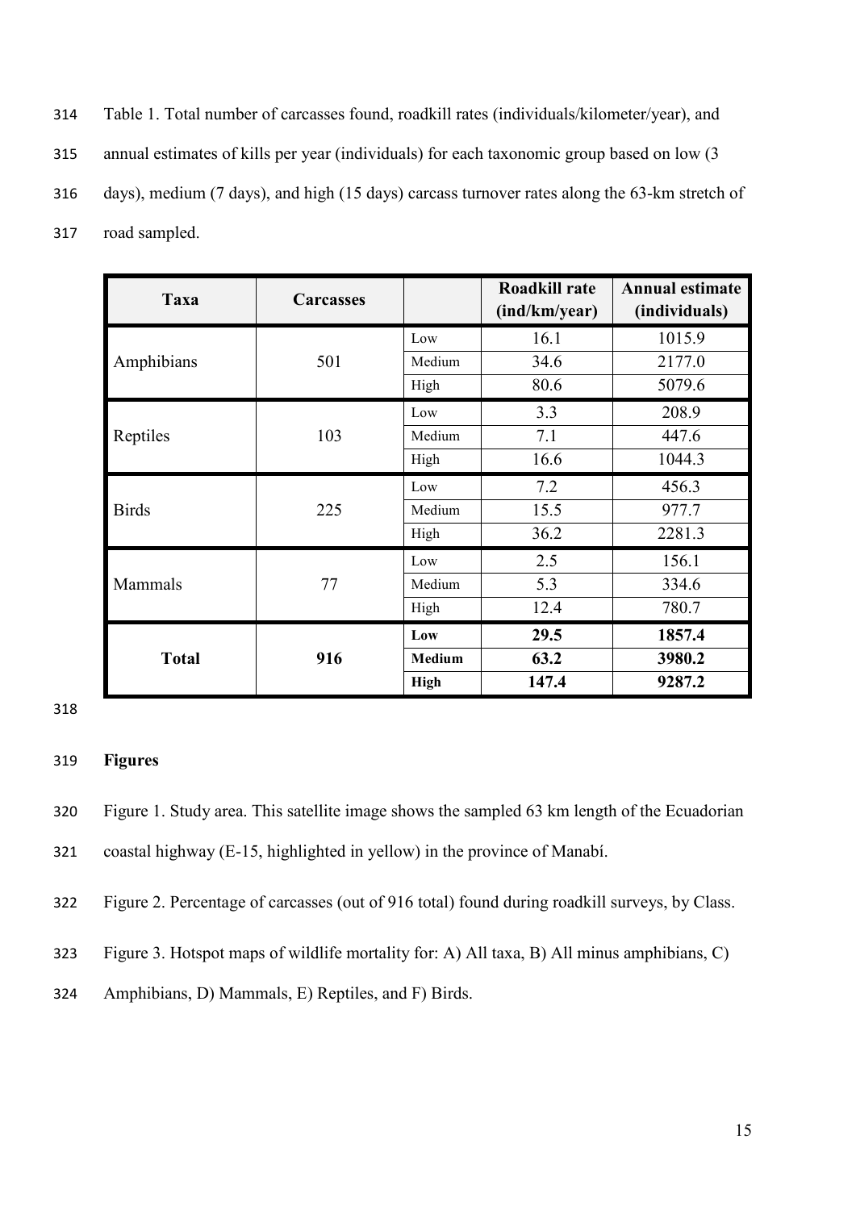Table 1. Total number of carcasses found, roadkill rates (individuals/kilometer/year), and annual estimates of kills per year (individuals) for each taxonomic group based on low (3 days), medium (7 days), and high (15 days) carcass turnover rates along the 63-km stretch of road sampled.

| Taxa | Carcasses | | Roadkill rate (ind/km/year) | Annual estimate (individuals) |
|---|---|---|---|---|
| Amphibians | 501 | Low | 16.1 | 1015.9 |
| | | Medium | 34.6 | 2177.0 |
| | | High | 80.6 | 5079.6 |
| Reptiles | 103 | Low | 3.3 | 208.9 |
| | | Medium | 7.1 | 447.6 |
| | | High | 16.6 | 1044.3 |
| Birds | 225 | Low | 7.2 | 456.3 |
| | | Medium | 15.5 | 977.7 |
| | | High | 36.2 | 2281.3 |
| Mammals | 77 | Low | 2.5 | 156.1 |
| | | Medium | 5.3 | 334.6 |
| | | High | 12.4 | 780.7 |
| **Total** | **916** | **Low** | **29.5** | **1857.4** |
| | | **Medium** | **63.2** | **3980.2** |
| | | **High** | **147.4** | **9287.2** |

## Figures

Figure 1. Study area. This satellite image shows the sampled 63 km length of the Ecuadorian coastal highway (E-15, highlighted in yellow) in the province of Manabí.

Figure 2. Percentage of carcasses (out of 916 total) found during roadkill surveys, by Class.

Figure 3. Hotspot maps of wildlife mortality for: A) All taxa, B) All minus amphibians, C) Amphibians, D) Mammals, E) Reptiles, and F) Birds.